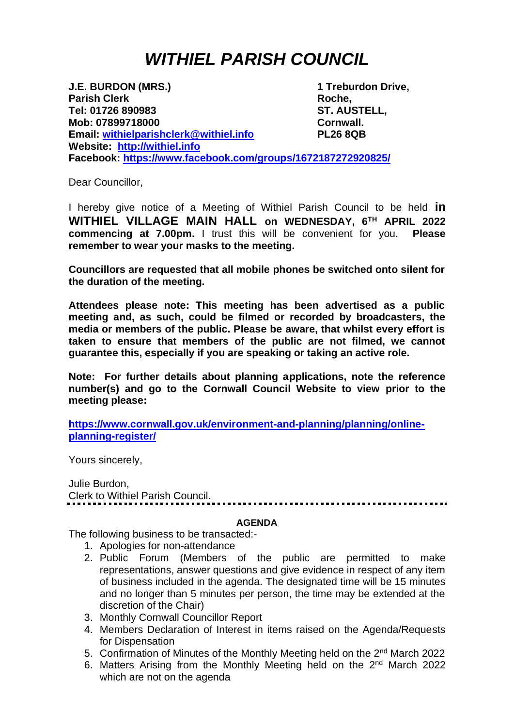# *WITHIEL PARISH COUNCIL*

**J.E. BURDON (MRS.)**
**Parish Clerk**
**Tel: 01726 890983**
**Mob: 07899718000**
**Email: [withielparishclerk@withiel.info](mailto:withielparishclerk@withiel.info)**
**Website: [http://withiel.info](http://withiel.info)**
**Facebook: [https://www.facebook.com/groups/1672187272920825/](https://www.facebook.com/groups/1672187272920825/)**

**1 Treburdon Drive,**
**Roche,**
**ST. AUSTELL,**
**Cornwall.**
**PL26 8QB**

Dear Councillor,

I hereby give notice of a Meeting of Withiel Parish Council to be held **in WITHIEL VILLAGE MAIN HALL on WEDNESDAY, 6TH APRIL 2022 commencing at 7.00pm.** I trust this will be convenient for you. **Please remember to wear your masks to the meeting.**

**Councillors are requested that all mobile phones be switched onto silent for the duration of the meeting.**

**Attendees please note: This meeting has been advertised as a public meeting and, as such, could be filmed or recorded by broadcasters, the media or members of the public. Please be aware, that whilst every effort is taken to ensure that members of the public are not filmed, we cannot guarantee this, especially if you are speaking or taking an active role.**

**Note: For further details about planning applications, note the reference number(s) and go to the Cornwall Council Website to view prior to the meeting please:**

**[https://www.cornwall.gov.uk/environment-and-planning/planning/online-planning-register/](https://www.cornwall.gov.uk/environment-and-planning/planning/online-planning-register/)**

Yours sincerely,

Julie Burdon,
Clerk to Withiel Parish Council.

---

**AGENDA**

The following business to be transacted:-

1. Apologies for non-attendance
2. Public Forum (Members of the public are permitted to make representations, answer questions and give evidence in respect of any item of business included in the agenda. The designated time will be 15 minutes and no longer than 5 minutes per person, the time may be extended at the discretion of the Chair)
3. Monthly Cornwall Councillor Report
4. Members Declaration of Interest in items raised on the Agenda/Requests for Dispensation
5. Confirmation of Minutes of the Monthly Meeting held on the 2nd March 2022
6. Matters Arising from the Monthly Meeting held on the 2nd March 2022 which are not on the agenda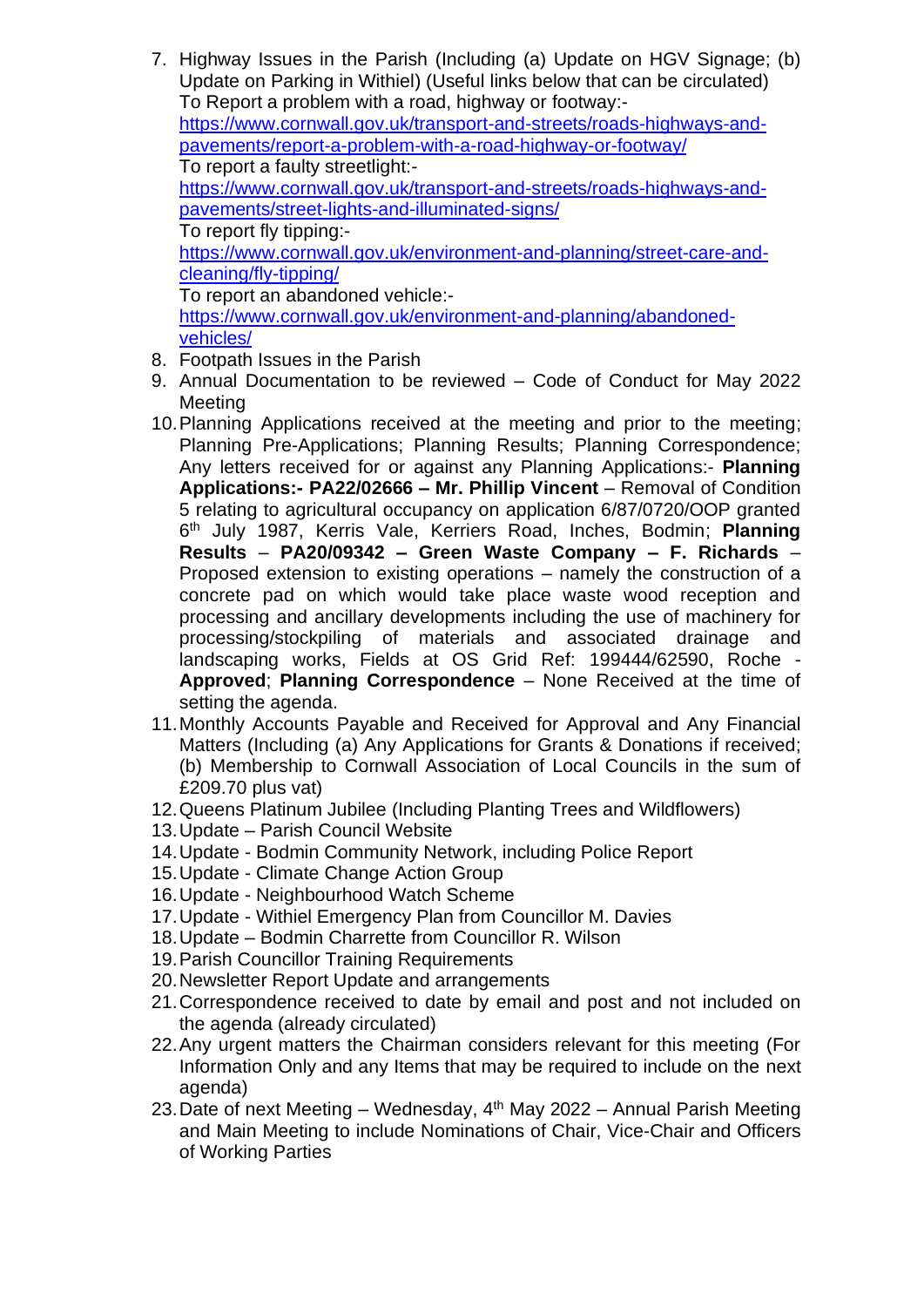7. Highway Issues in the Parish (Including (a) Update on HGV Signage; (b) Update on Parking in Withiel) (Useful links below that can be circulated)
   To Report a problem with a road, highway or footway:-
   https://www.cornwall.gov.uk/transport-and-streets/roads-highways-and-pavements/report-a-problem-with-a-road-highway-or-footway/
   To report a faulty streetlight:-
   https://www.cornwall.gov.uk/transport-and-streets/roads-highways-and-pavements/street-lights-and-illuminated-signs/
   To report fly tipping:-
   https://www.cornwall.gov.uk/environment-and-planning/street-care-and-cleaning/fly-tipping/
   To report an abandoned vehicle:-
   https://www.cornwall.gov.uk/environment-and-planning/abandoned-vehicles/
8. Footpath Issues in the Parish
9. Annual Documentation to be reviewed – Code of Conduct for May 2022 Meeting
10. Planning Applications received at the meeting and prior to the meeting; Planning Pre-Applications; Planning Results; Planning Correspondence; Any letters received for or against any Planning Applications:- **Planning Applications:- PA22/02666 – Mr. Phillip Vincent** – Removal of Condition 5 relating to agricultural occupancy on application 6/87/0720/OOP granted 6th July 1987, Kerris Vale, Kerriers Road, Inches, Bodmin; **Planning Results** – **PA20/09342 – Green Waste Company – F. Richards** – Proposed extension to existing operations – namely the construction of a concrete pad on which would take place waste wood reception and processing and ancillary developments including the use of machinery for processing/stockpiling of materials and associated drainage and landscaping works, Fields at OS Grid Ref: 199444/62590, Roche - **Approved**; **Planning Correspondence** – None Received at the time of setting the agenda.
11. Monthly Accounts Payable and Received for Approval and Any Financial Matters (Including (a) Any Applications for Grants & Donations if received; (b) Membership to Cornwall Association of Local Councils in the sum of £209.70 plus vat)
12. Queens Platinum Jubilee (Including Planting Trees and Wildflowers)
13. Update – Parish Council Website
14. Update - Bodmin Community Network, including Police Report
15. Update - Climate Change Action Group
16. Update - Neighbourhood Watch Scheme
17. Update - Withiel Emergency Plan from Councillor M. Davies
18. Update – Bodmin Charrette from Councillor R. Wilson
19. Parish Councillor Training Requirements
20. Newsletter Report Update and arrangements
21. Correspondence received to date by email and post and not included on the agenda (already circulated)
22. Any urgent matters the Chairman considers relevant for this meeting (For Information Only and any Items that may be required to include on the next agenda)
23. Date of next Meeting – Wednesday, 4th May 2022 – Annual Parish Meeting and Main Meeting to include Nominations of Chair, Vice-Chair and Officers of Working Parties